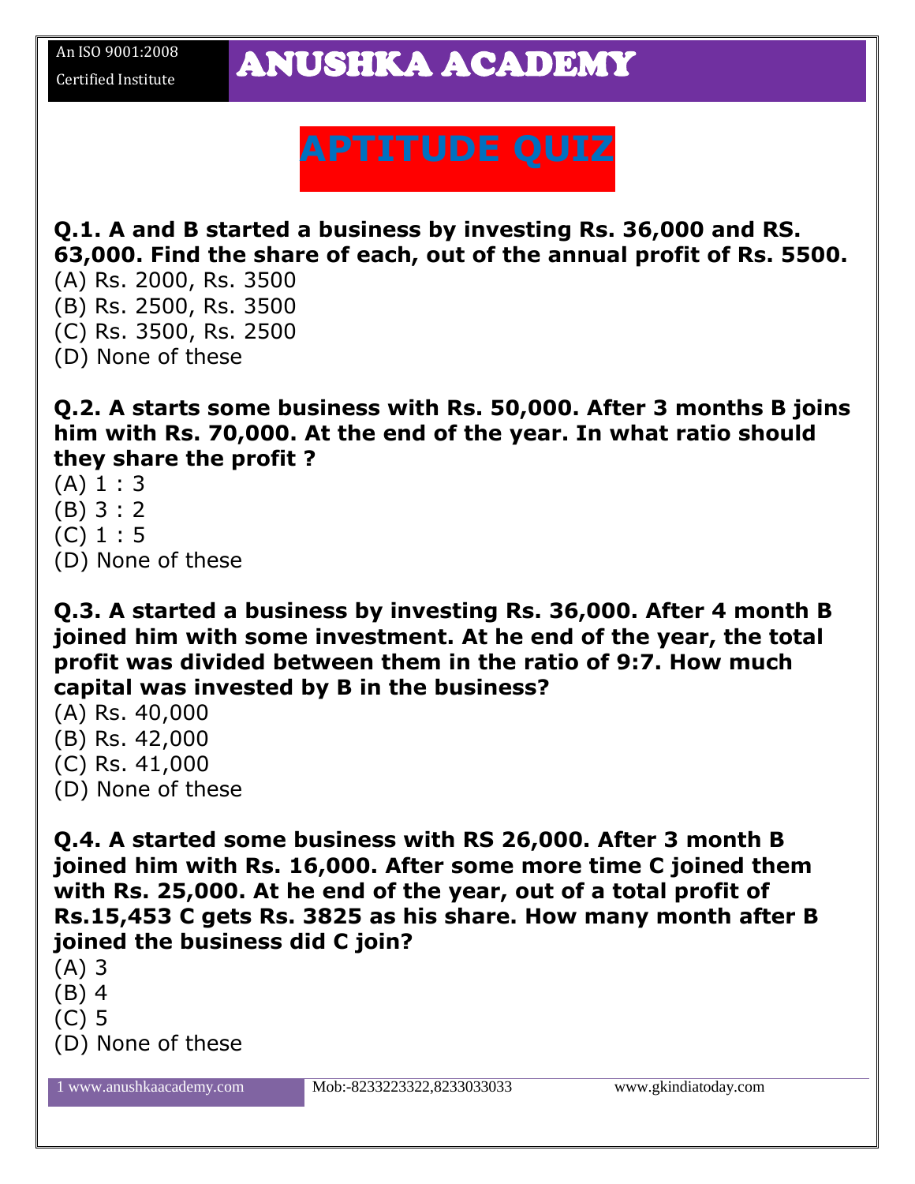An ISO 9001:2008 Certified Institute

# ANUSHKA ACADEMY

## APTITUDE QUIZ

**Q.1. A and B started a business by investing Rs. 36,000 and RS. 63,000. Find the share of each, out of the annual profit of Rs. 5500.**

(A) Rs. 2000, Rs. 3500
(B) Rs. 2500, Rs. 3500
(C) Rs. 3500, Rs. 2500
(D) None of these

**Q.2. A starts some business with Rs. 50,000. After 3 months B joins him with Rs. 70,000. At the end of the year. In what ratio should they share the profit ?**

(A) 1 : 3
(B) 3 : 2
(C) 1 : 5
(D) None of these

**Q.3. A started a business by investing Rs. 36,000. After 4 month B joined him with some investment. At he end of the year, the total profit was divided between them in the ratio of 9:7. How much capital was invested by B in the business?**

(A) Rs. 40,000
(B) Rs. 42,000
(C) Rs. 41,000
(D) None of these

**Q.4. A started some business with RS 26,000. After 3 month B joined him with Rs. 16,000. After some more time C joined them with Rs. 25,000. At he end of the year, out of a total profit of Rs.15,453 C gets Rs. 3825 as his share. How many month after B joined the business did C join?**

(A) 3
(B) 4
(C) 5
(D) None of these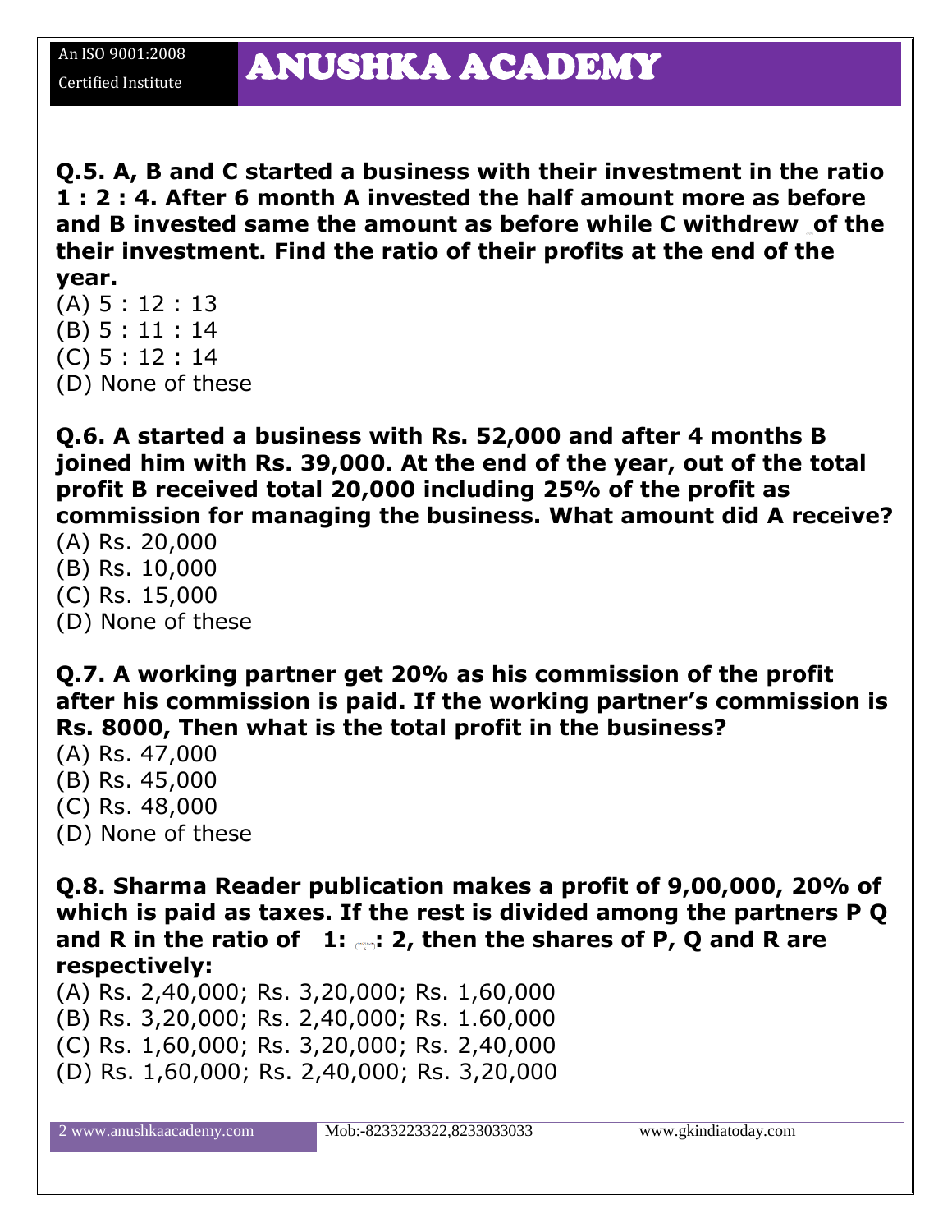**Q.5. A, B and C started a business with their investment in the ratio 1 : 2 : 4. After 6 month A invested the half amount more as before and B invested same the amount as before while C withdrew of the their investment. Find the ratio of their profits at the end of the year.**

(A) 5 : 12 : 13
(B) 5 : 11 : 14
(C) 5 : 12 : 14
(D) None of these

**Q.6. A started a business with Rs. 52,000 and after 4 months B joined him with Rs. 39,000. At the end of the year, out of the total profit B received total 20,000 including 25% of the profit as commission for managing the business. What amount did A receive?**

(A) Rs. 20,000
(B) Rs. 10,000
(C) Rs. 15,000
(D) None of these

**Q.7. A working partner get 20% as his commission of the profit after his commission is paid. If the working partner's commission is Rs. 8000, Then what is the total profit in the business?**

(A) Rs. 47,000
(B) Rs. 45,000
(C) Rs. 48,000
(D) None of these

**Q.8. Sharma Reader publication makes a profit of 9,00,000, 20% of which is paid as taxes. If the rest is divided among the partners P Q and R in the ratio of 1: : 2, then the shares of P, Q and R are respectively:**

(A) Rs. 2,40,000; Rs. 3,20,000; Rs. 1,60,000
(B) Rs. 3,20,000; Rs. 2,40,000; Rs. 1.60,000
(C) Rs. 1,60,000; Rs. 3,20,000; Rs. 2,40,000
(D) Rs. 1,60,000; Rs. 2,40,000; Rs. 3,20,000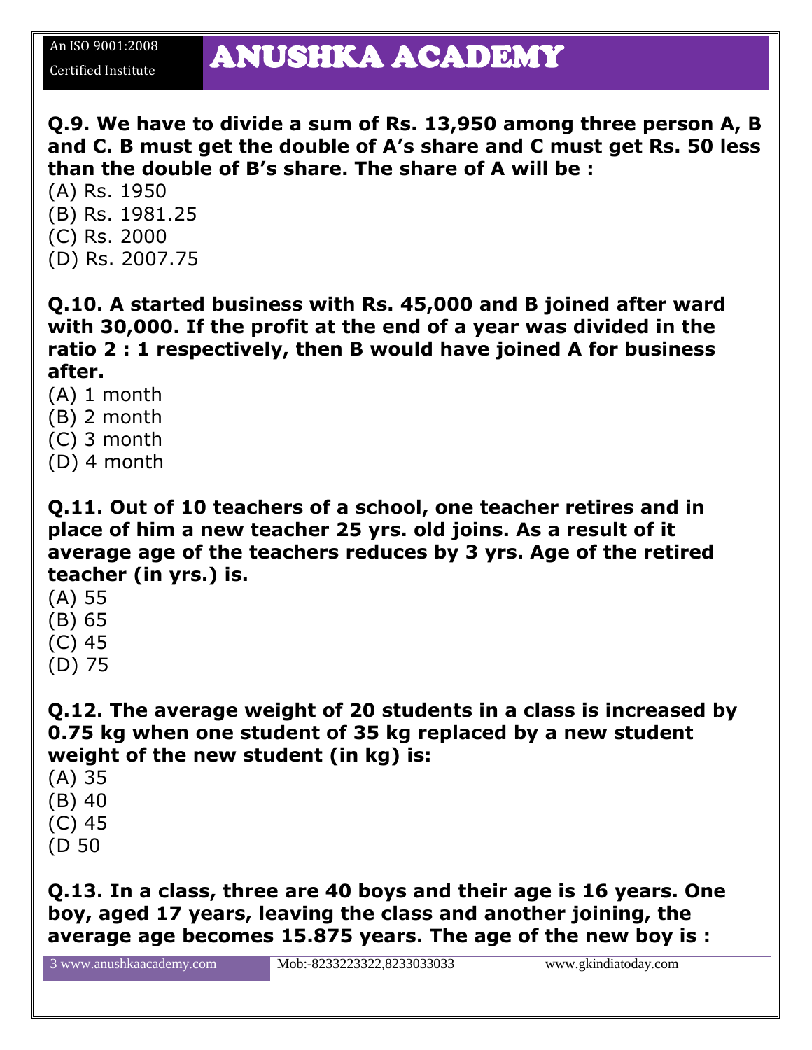**Q.9. We have to divide a sum of Rs. 13,950 among three person A, B and C. B must get the double of A's share and C must get Rs. 50 less than the double of B's share. The share of A will be :**

(A) Rs. 1950
(B) Rs. 1981.25
(C) Rs. 2000
(D) Rs. 2007.75

**Q.10. A started business with Rs. 45,000 and B joined after ward with 30,000. If the profit at the end of a year was divided in the ratio 2 : 1 respectively, then B would have joined A for business after.**

(A) 1 month
(B) 2 month
(C) 3 month
(D) 4 month

**Q.11. Out of 10 teachers of a school, one teacher retires and in place of him a new teacher 25 yrs. old joins. As a result of it average age of the teachers reduces by 3 yrs. Age of the retired teacher (in yrs.) is.**

(A) 55
(B) 65
(C) 45
(D) 75

**Q.12. The average weight of 20 students in a class is increased by 0.75 kg when one student of 35 kg replaced by a new student weight of the new student (in kg) is:**

(A) 35
(B) 40
(C) 45
(D 50

**Q.13. In a class, three are 40 boys and their age is 16 years. One boy, aged 17 years, leaving the class and another joining, the average age becomes 15.875 years. The age of the new boy is :**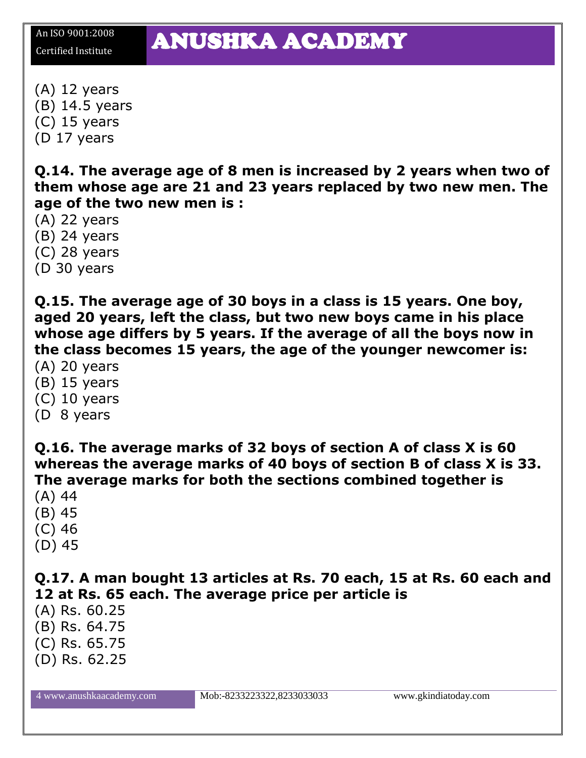(A) 12 years
(B) 14.5 years
(C) 15 years
(D 17 years

**Q.14. The average age of 8 men is increased by 2 years when two of them whose age are 21 and 23 years replaced by two new men. The age of the two new men is :**
(A) 22 years
(B) 24 years
(C) 28 years
(D 30 years

**Q.15. The average age of 30 boys in a class is 15 years. One boy, aged 20 years, left the class, but two new boys came in his place whose age differs by 5 years. If the average of all the boys now in the class becomes 15 years, the age of the younger newcomer is:**
(A) 20 years
(B) 15 years
(C) 10 years
(D  8 years

**Q.16. The average marks of 32 boys of section A of class X is 60 whereas the average marks of 40 boys of section B of class X is 33. The average marks for both the sections combined together is**
(A) 44
(B) 45
(C) 46
(D) 45

**Q.17. A man bought 13 articles at Rs. 70 each, 15 at Rs. 60 each and 12 at Rs. 65 each. The average price per article is**
(A) Rs. 60.25
(B) Rs. 64.75
(C) Rs. 65.75
(D) Rs. 62.25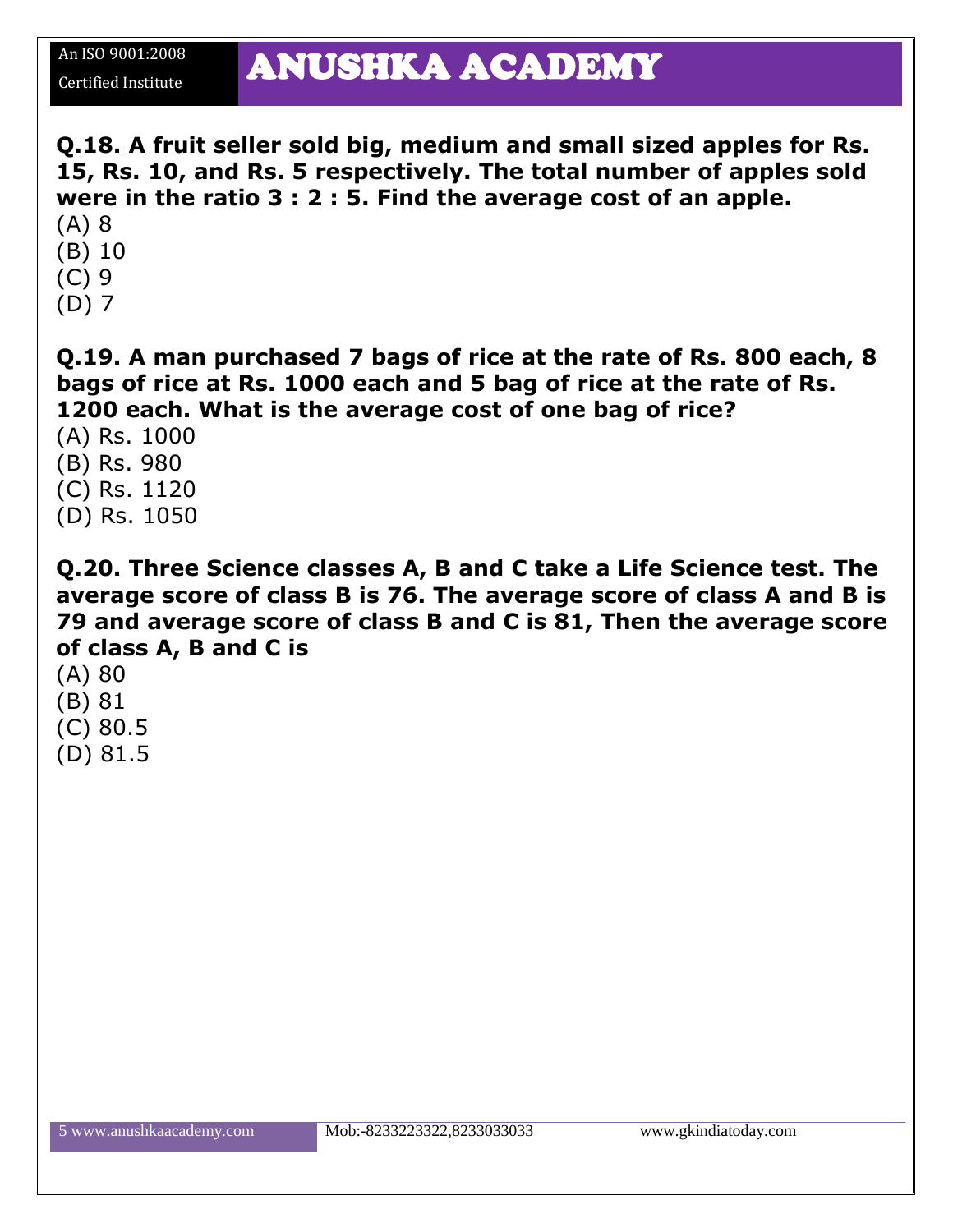**Q.18. A fruit seller sold big, medium and small sized apples for Rs. 15, Rs. 10, and Rs. 5 respectively. The total number of apples sold were in the ratio 3 : 2 : 5. Find the average cost of an apple.**

(A) 8
(B) 10
(C) 9
(D) 7

**Q.19. A man purchased 7 bags of rice at the rate of Rs. 800 each, 8 bags of rice at Rs. 1000 each and 5 bag of rice at the rate of Rs. 1200 each. What is the average cost of one bag of rice?**

(A) Rs. 1000
(B) Rs. 980
(C) Rs. 1120
(D) Rs. 1050

**Q.20. Three Science classes A, B and C take a Life Science test. The average score of class B is 76. The average score of class A and B is 79 and average score of class B and C is 81, Then the average score of class A, B and C is**

(A) 80
(B) 81
(C) 80.5
(D) 81.5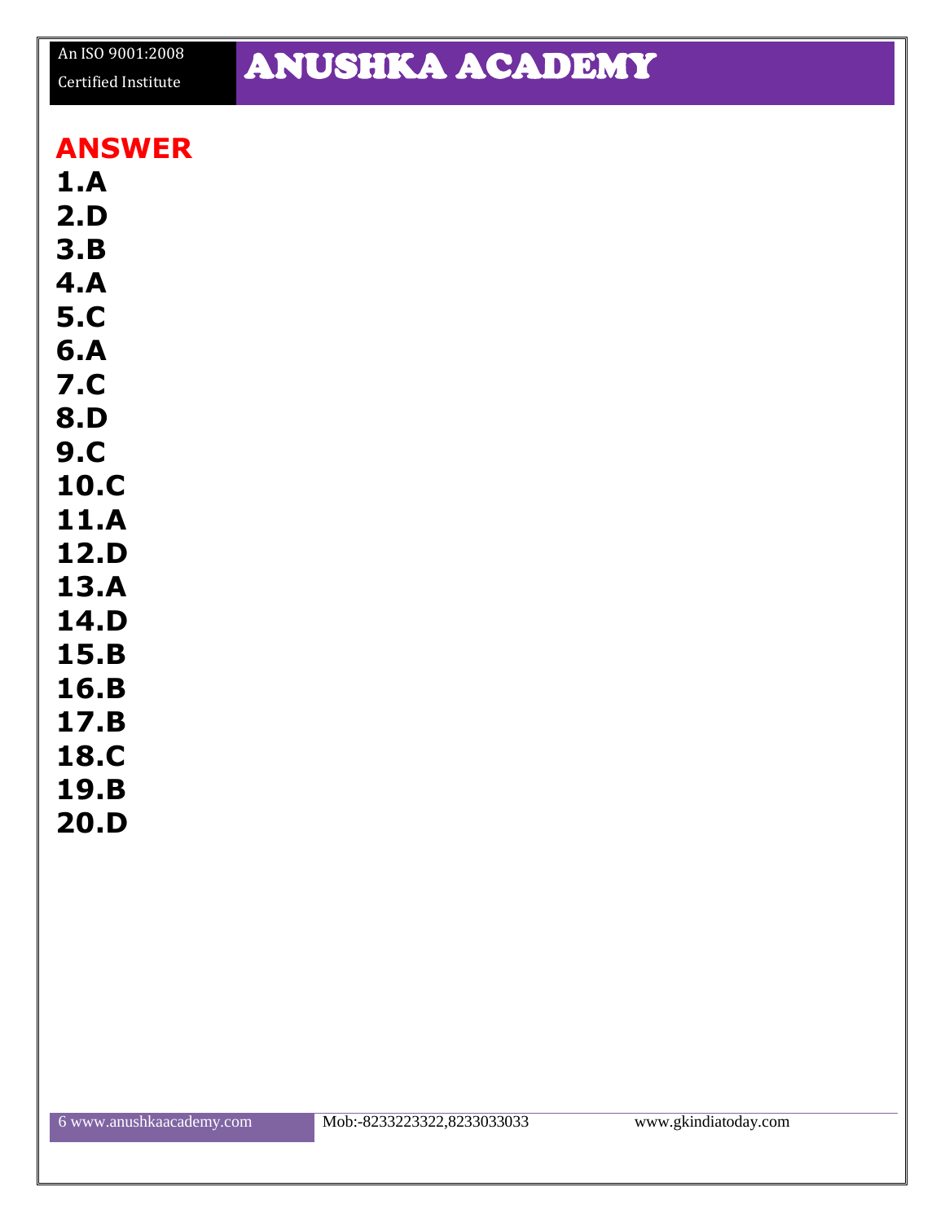## ANSWER

1.A
2.D
3.B
4.A
5.C
6.A
7.C
8.D
9.C
10.C
11.A
12.D
13.A
14.D
15.B
16.B
17.B
18.C
19.B
20.D